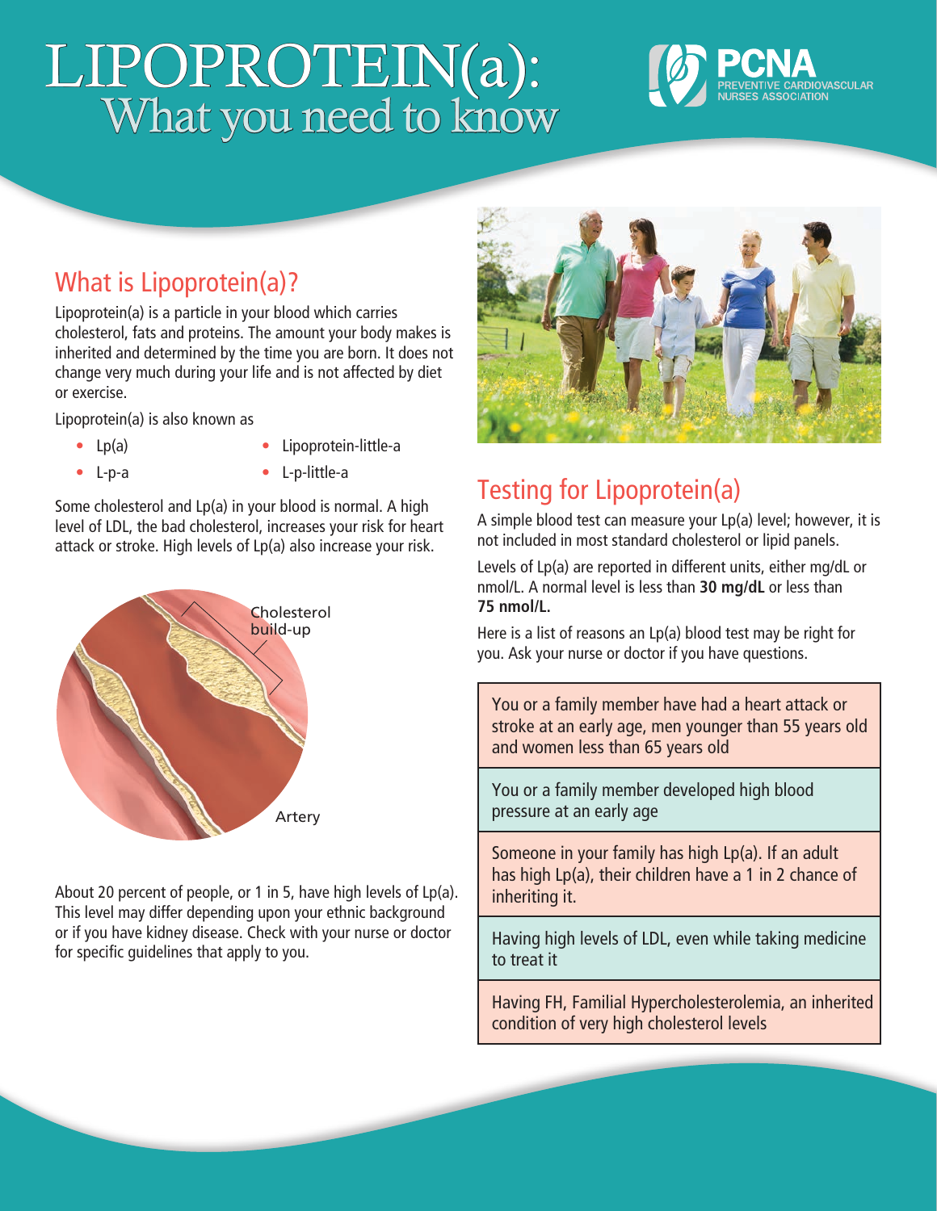# LIPOPROTEIN(a): What you need to know

PCNA
PREVENTIVE CARDIOVASCULAR NURSES ASSOCIATION

## What is Lipoprotein(a)?

Lipoprotein(a) is a particle in your blood which carries cholesterol, fats and proteins. The amount your body makes is inherited and determined by the time you are born. It does not change very much during your life and is not affected by diet or exercise.

Lipoprotein(a) is also known as

- Lp(a)
- L-p-a
- Lipoprotein-little-a
- L-p-little-a

Some cholesterol and Lp(a) in your blood is normal. A high level of LDL, the bad cholesterol, increases your risk for heart attack or stroke. High levels of Lp(a) also increase your risk.

Cholesterol build-up

Artery

About 20 percent of people, or 1 in 5, have high levels of Lp(a). This level may differ depending upon your ethnic background or if you have kidney disease. Check with your nurse or doctor for specific guidelines that apply to you.

## Testing for Lipoprotein(a)

A simple blood test can measure your Lp(a) level; however, it is not included in most standard cholesterol or lipid panels.

Levels of Lp(a) are reported in different units, either mg/dL or nmol/L. A normal level is less than **30 mg/dL** or less than **75 nmol/L.**

Here is a list of reasons an Lp(a) blood test may be right for you. Ask your nurse or doctor if you have questions.

- You or a family member have had a heart attack or stroke at an early age, men younger than 55 years old and women less than 65 years old
- You or a family member developed high blood pressure at an early age
- Someone in your family has high Lp(a). If an adult has high Lp(a), their children have a 1 in 2 chance of inheriting it.
- Having high levels of LDL, even while taking medicine to treat it
- Having FH, Familial Hypercholesterolemia, an inherited condition of very high cholesterol levels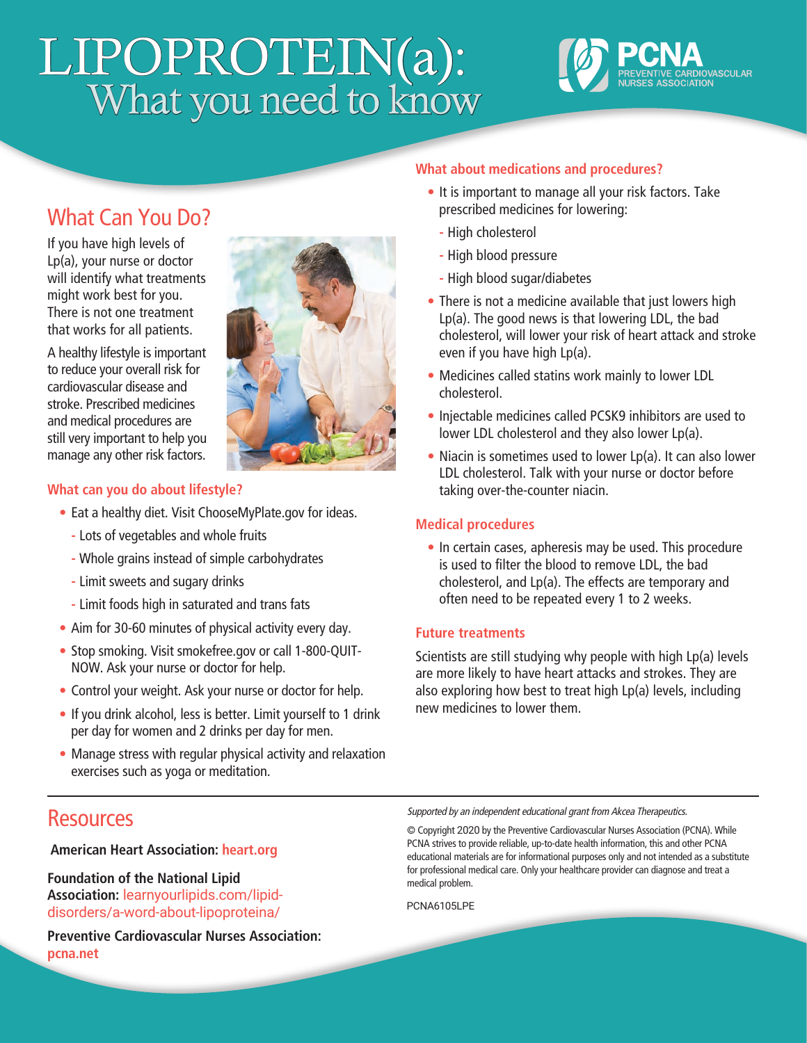# LIPOPROTEIN(a): What you need to know

PCNA PREVENTIVE CARDIOVASCULAR NURSES ASSOCIATION

## What Can You Do?

If you have high levels of Lp(a), your nurse or doctor will identify what treatments might work best for you. There is not one treatment that works for all patients.

A healthy lifestyle is important to reduce your overall risk for cardiovascular disease and stroke. Prescribed medicines and medical procedures are still very important to help you manage any other risk factors.

### What can you do about lifestyle?

- Eat a healthy diet. Visit ChooseMyPlate.gov for ideas.
  - Lots of vegetables and whole fruits
  - Whole grains instead of simple carbohydrates
  - Limit sweets and sugary drinks
  - Limit foods high in saturated and trans fats
- Aim for 30-60 minutes of physical activity every day.
- Stop smoking. Visit smokefree.gov or call 1-800-QUIT-NOW. Ask your nurse or doctor for help.
- Control your weight. Ask your nurse or doctor for help.
- If you drink alcohol, less is better. Limit yourself to 1 drink per day for women and 2 drinks per day for men.
- Manage stress with regular physical activity and relaxation exercises such as yoga or meditation.

### What about medications and procedures?

- It is important to manage all your risk factors. Take prescribed medicines for lowering:
  - High cholesterol
  - High blood pressure
  - High blood sugar/diabetes
- There is not a medicine available that just lowers high Lp(a). The good news is that lowering LDL, the bad cholesterol, will lower your risk of heart attack and stroke even if you have high Lp(a).
- Medicines called statins work mainly to lower LDL cholesterol.
- Injectable medicines called PCSK9 inhibitors are used to lower LDL cholesterol and they also lower Lp(a).
- Niacin is sometimes used to lower Lp(a). It can also lower LDL cholesterol. Talk with your nurse or doctor before taking over-the-counter niacin.

### Medical procedures

- In certain cases, apheresis may be used. This procedure is used to filter the blood to remove LDL, the bad cholesterol, and Lp(a). The effects are temporary and often need to be repeated every 1 to 2 weeks.

### Future treatments

Scientists are still studying why people with high Lp(a) levels are more likely to have heart attacks and strokes. They are also exploring how best to treat high Lp(a) levels, including new medicines to lower them.

## Resources

**American Heart Association:** heart.org

**Foundation of the National Lipid Association:** learnyourlipids.com/lipid-disorders/a-word-about-lipoproteina/

**Preventive Cardiovascular Nurses Association:** pcna.net

*Supported by an independent educational grant from Akcea Therapeutics.*

© Copyright 2020 by the Preventive Cardiovascular Nurses Association (PCNA). While PCNA strives to provide reliable, up-to-date health information, this and other PCNA educational materials are for informational purposes only and not intended as a substitute for professional medical care. Only your healthcare provider can diagnose and treat a medical problem.

PCNA6105LPE